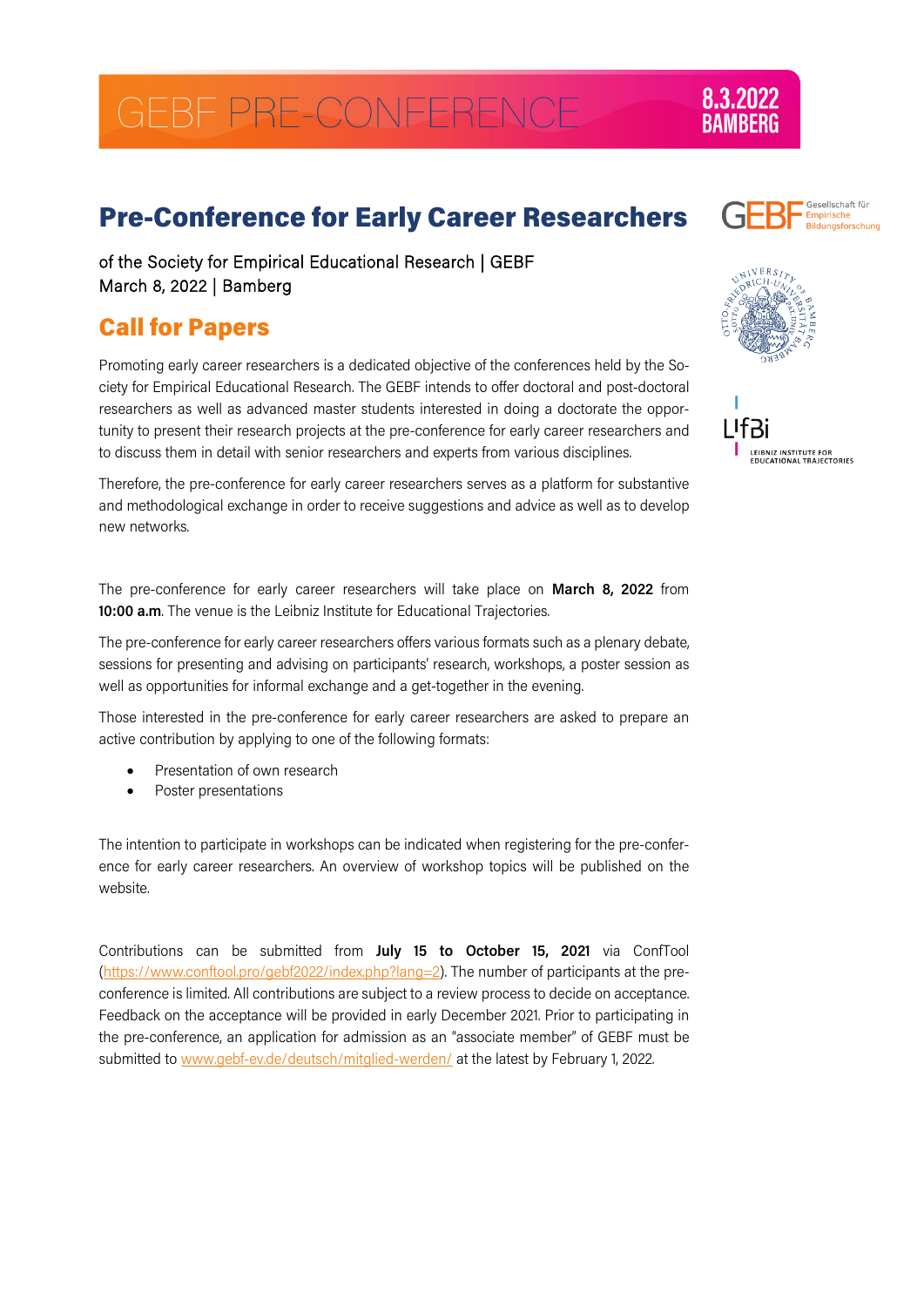# GEBF PRE-CONFERENCE

8.3.2022
BAMBERG

## Pre-Conference for Early Career Researchers

of the Society for Empirical Educational Research | GEBF
March 8, 2022 | Bamberg

## Call for Papers

Promoting early career researchers is a dedicated objective of the conferences held by the Society for Empirical Educational Research. The GEBF intends to offer doctoral and post-doctoral researchers as well as advanced master students interested in doing a doctorate the opportunity to present their research projects at the pre-conference for early career researchers and to discuss them in detail with senior researchers and experts from various disciplines.

Therefore, the pre-conference for early career researchers serves as a platform for substantive and methodological exchange in order to receive suggestions and advice as well as to develop new networks.

The pre-conference for early career researchers will take place on **March 8, 2022** from **10:00 a.m**. The venue is the Leibniz Institute for Educational Trajectories.

The pre-conference for early career researchers offers various formats such as a plenary debate, sessions for presenting and advising on participants' research, workshops, a poster session as well as opportunities for informal exchange and a get-together in the evening.

Those interested in the pre-conference for early career researchers are asked to prepare an active contribution by applying to one of the following formats:

- Presentation of own research
- Poster presentations

The intention to participate in workshops can be indicated when registering for the pre-conference for early career researchers. An overview of workshop topics will be published on the website.

Contributions can be submitted from **July 15 to October 15, 2021** via ConfTool (https://www.conftool.pro/gebf2022/index.php?lang=2). The number of participants at the pre-conference is limited. All contributions are subject to a review process to decide on acceptance. Feedback on the acceptance will be provided in early December 2021. Prior to participating in the pre-conference, an application for admission as an "associate member" of GEBF must be submitted to www.gebf-ev.de/deutsch/mitglied-werden/ at the latest by February 1, 2022.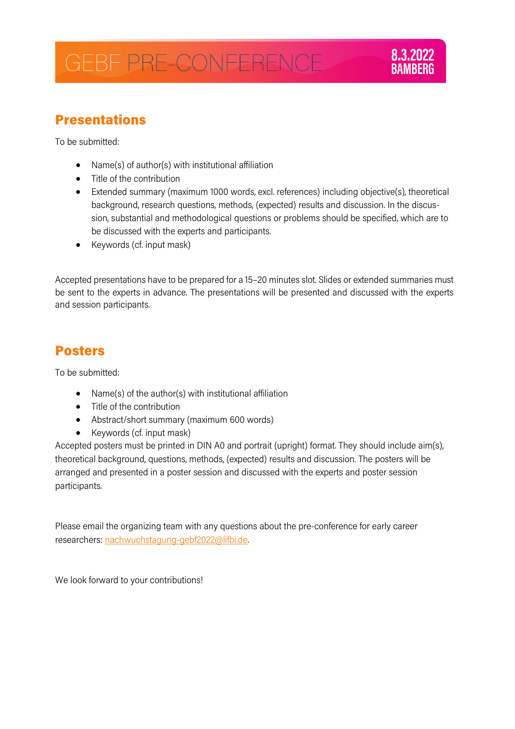## Presentations

To be submitted:

- Name(s) of author(s) with institutional affiliation
- Title of the contribution
- Extended summary (maximum 1000 words, excl. references) including objective(s), theoretical background, research questions, methods, (expected) results and discussion. In the discussion, substantial and methodological questions or problems should be specified, which are to be discussed with the experts and participants.
- Keywords (cf. input mask)

Accepted presentations have to be prepared for a 15–20 minutes slot. Slides or extended summaries must be sent to the experts in advance. The presentations will be presented and discussed with the experts and session participants.

## Posters

To be submitted:

- Name(s) of the author(s) with institutional affiliation
- Title of the contribution
- Abstract/short summary (maximum 600 words)
- Keywords (cf. input mask)

Accepted posters must be printed in DIN A0 and portrait (upright) format. They should include aim(s), theoretical background, questions, methods, (expected) results and discussion. The posters will be arranged and presented in a poster session and discussed with the experts and poster session participants.

Please email the organizing team with any questions about the pre-conference for early career researchers: nachwuchstagung-gebf2022@lifbi.de.

We look forward to your contributions!